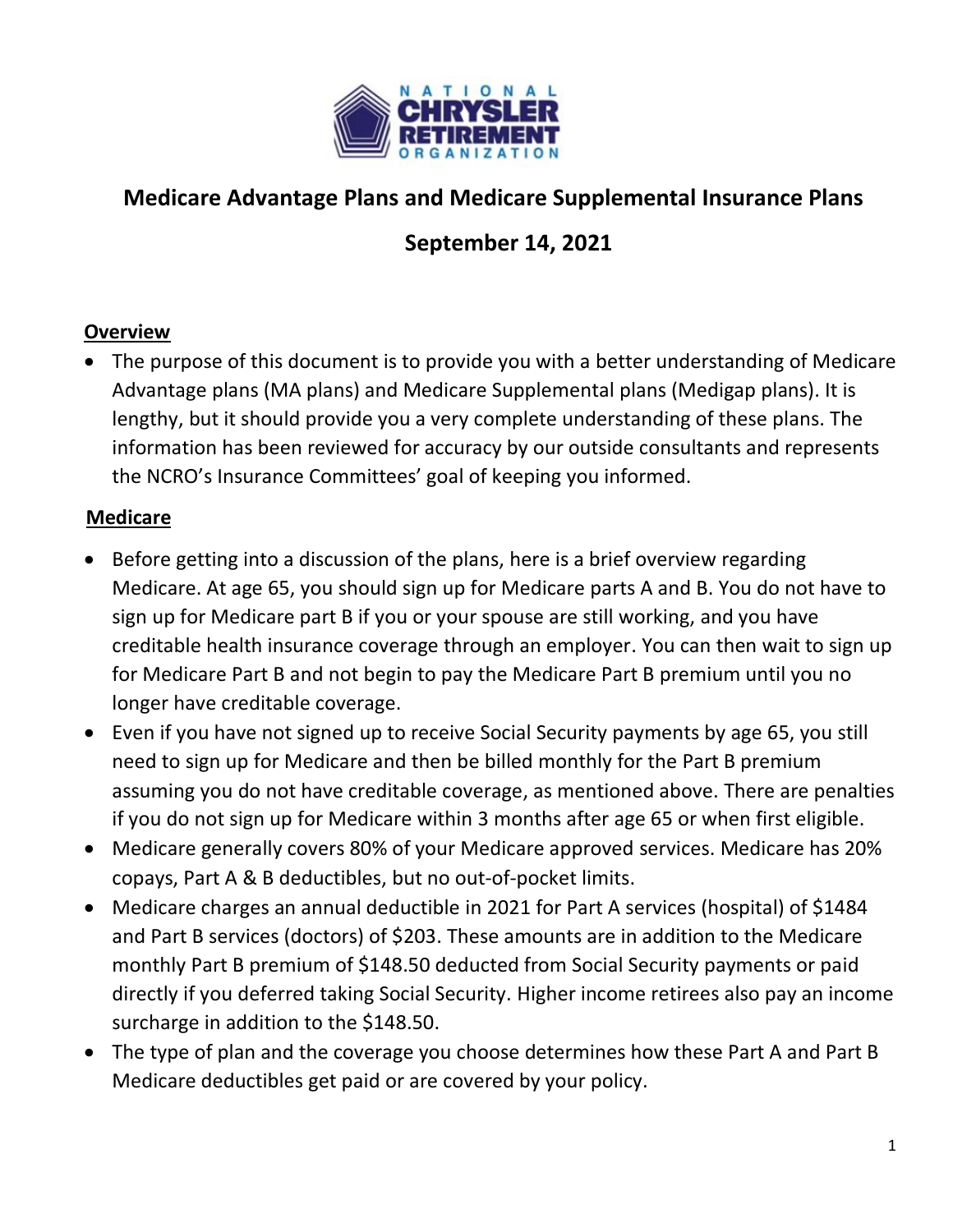NATIONAL CHRYSLER RETIREMENT ORGANIZATION

# Medicare Advantage Plans and Medicare Supplemental Insurance Plans

## September 14, 2021

**Overview**

- The purpose of this document is to provide you with a better understanding of Medicare Advantage plans (MA plans) and Medicare Supplemental plans (Medigap plans). It is lengthy, but it should provide you a very complete understanding of these plans. The information has been reviewed for accuracy by our outside consultants and represents the NCRO's Insurance Committees' goal of keeping you informed.

**Medicare**

- Before getting into a discussion of the plans, here is a brief overview regarding Medicare. At age 65, you should sign up for Medicare parts A and B. You do not have to sign up for Medicare part B if you or your spouse are still working, and you have creditable health insurance coverage through an employer. You can then wait to sign up for Medicare Part B and not begin to pay the Medicare Part B premium until you no longer have creditable coverage.
- Even if you have not signed up to receive Social Security payments by age 65, you still need to sign up for Medicare and then be billed monthly for the Part B premium assuming you do not have creditable coverage, as mentioned above. There are penalties if you do not sign up for Medicare within 3 months after age 65 or when first eligible.
- Medicare generally covers 80% of your Medicare approved services. Medicare has 20% copays, Part A & B deductibles, but no out-of-pocket limits.
- Medicare charges an annual deductible in 2021 for Part A services (hospital) of $1484 and Part B services (doctors) of $203. These amounts are in addition to the Medicare monthly Part B premium of $148.50 deducted from Social Security payments or paid directly if you deferred taking Social Security. Higher income retirees also pay an income surcharge in addition to the $148.50.
- The type of plan and the coverage you choose determines how these Part A and Part B Medicare deductibles get paid or are covered by your policy.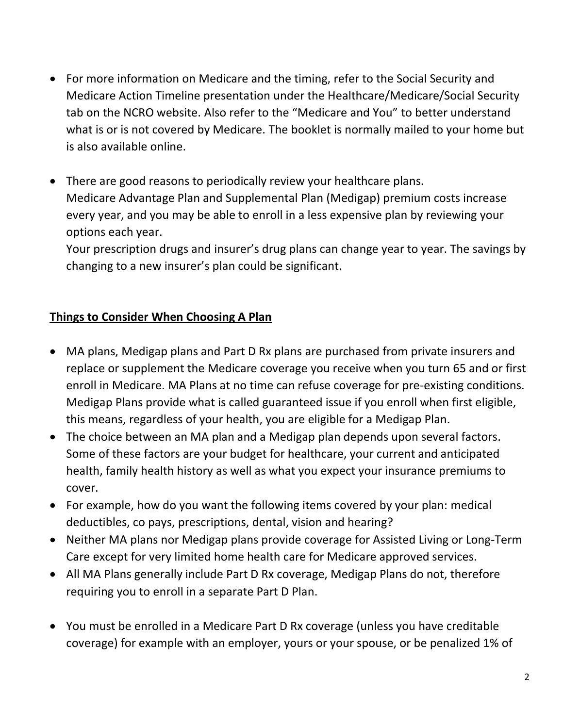- For more information on Medicare and the timing, refer to the Social Security and Medicare Action Timeline presentation under the Healthcare/Medicare/Social Security tab on the NCRO website. Also refer to the "Medicare and You" to better understand what is or is not covered by Medicare. The booklet is normally mailed to your home but is also available online.

- There are good reasons to periodically review your healthcare plans.
  Medicare Advantage Plan and Supplemental Plan (Medigap) premium costs increase every year, and you may be able to enroll in a less expensive plan by reviewing your options each year.
  Your prescription drugs and insurer's drug plans can change year to year. The savings by changing to a new insurer's plan could be significant.

## **Things to Consider When Choosing A Plan**

- MA plans, Medigap plans and Part D Rx plans are purchased from private insurers and replace or supplement the Medicare coverage you receive when you turn 65 and or first enroll in Medicare. MA Plans at no time can refuse coverage for pre-existing conditions. Medigap Plans provide what is called guaranteed issue if you enroll when first eligible, this means, regardless of your health, you are eligible for a Medigap Plan.
- The choice between an MA plan and a Medigap plan depends upon several factors. Some of these factors are your budget for healthcare, your current and anticipated health, family health history as well as what you expect your insurance premiums to cover.
- For example, how do you want the following items covered by your plan: medical deductibles, co pays, prescriptions, dental, vision and hearing?
- Neither MA plans nor Medigap plans provide coverage for Assisted Living or Long-Term Care except for very limited home health care for Medicare approved services.
- All MA Plans generally include Part D Rx coverage, Medigap Plans do not, therefore requiring you to enroll in a separate Part D Plan.

- You must be enrolled in a Medicare Part D Rx coverage (unless you have creditable coverage) for example with an employer, yours or your spouse, or be penalized 1% of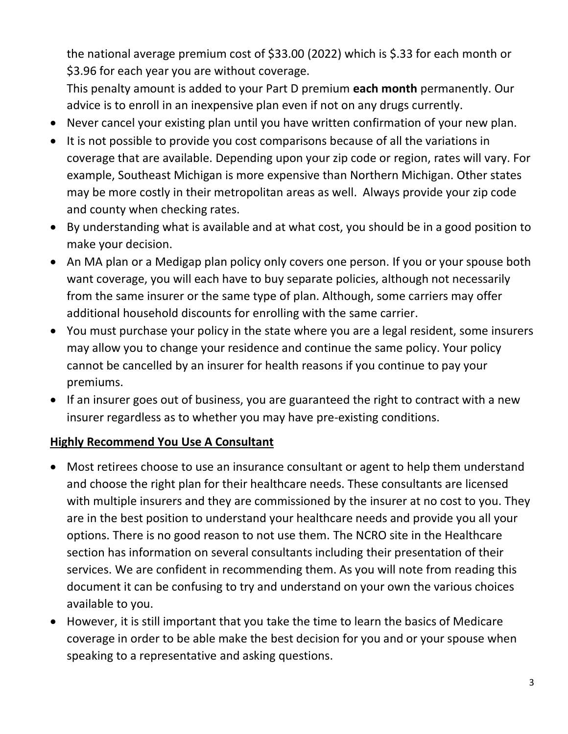the national average premium cost of $33.00 (2022) which is $.33 for each month or $3.96 for each year you are without coverage.
This penalty amount is added to your Part D premium **each month** permanently. Our advice is to enroll in an inexpensive plan even if not on any drugs currently.

- Never cancel your existing plan until you have written confirmation of your new plan.
- It is not possible to provide you cost comparisons because of all the variations in coverage that are available. Depending upon your zip code or region, rates will vary. For example, Southeast Michigan is more expensive than Northern Michigan. Other states may be more costly in their metropolitan areas as well. Always provide your zip code and county when checking rates.
- By understanding what is available and at what cost, you should be in a good position to make your decision.
- An MA plan or a Medigap plan policy only covers one person. If you or your spouse both want coverage, you will each have to buy separate policies, although not necessarily from the same insurer or the same type of plan. Although, some carriers may offer additional household discounts for enrolling with the same carrier.
- You must purchase your policy in the state where you are a legal resident, some insurers may allow you to change your residence and continue the same policy. Your policy cannot be cancelled by an insurer for health reasons if you continue to pay your premiums.
- If an insurer goes out of business, you are guaranteed the right to contract with a new insurer regardless as to whether you may have pre-existing conditions.

## <u>Highly Recommend You Use A Consultant</u>

- Most retirees choose to use an insurance consultant or agent to help them understand and choose the right plan for their healthcare needs. These consultants are licensed with multiple insurers and they are commissioned by the insurer at no cost to you. They are in the best position to understand your healthcare needs and provide you all your options. There is no good reason to not use them. The NCRO site in the Healthcare section has information on several consultants including their presentation of their services. We are confident in recommending them. As you will note from reading this document it can be confusing to try and understand on your own the various choices available to you.
- However, it is still important that you take the time to learn the basics of Medicare coverage in order to be able make the best decision for you and or your spouse when speaking to a representative and asking questions.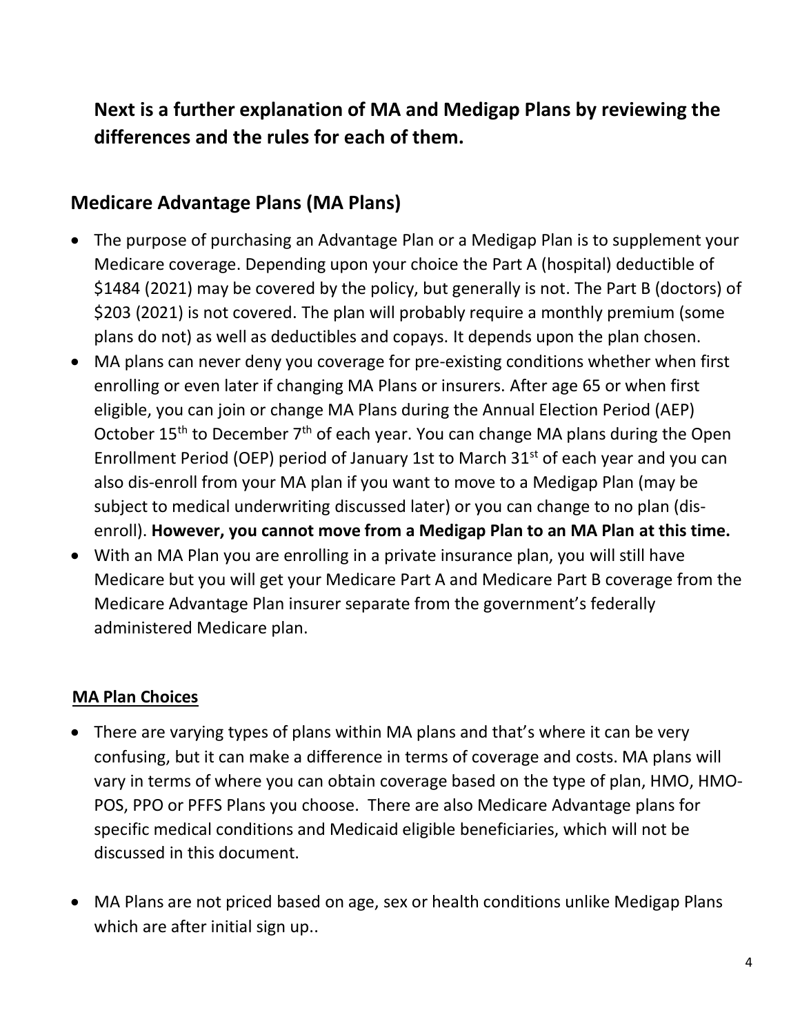## Next is a further explanation of MA and Medigap Plans by reviewing the differences and the rules for each of them.

## Medicare Advantage Plans (MA Plans)

- The purpose of purchasing an Advantage Plan or a Medigap Plan is to supplement your Medicare coverage. Depending upon your choice the Part A (hospital) deductible of $1484 (2021) may be covered by the policy, but generally is not. The Part B (doctors) of $203 (2021) is not covered. The plan will probably require a monthly premium (some plans do not) as well as deductibles and copays. It depends upon the plan chosen.
- MA plans can never deny you coverage for pre-existing conditions whether when first enrolling or even later if changing MA Plans or insurers. After age 65 or when first eligible, you can join or change MA Plans during the Annual Election Period (AEP) October 15th to December 7th of each year. You can change MA plans during the Open Enrollment Period (OEP) period of January 1st to March 31st of each year and you can also dis-enroll from your MA plan if you want to move to a Medigap Plan (may be subject to medical underwriting discussed later) or you can change to no plan (dis-enroll). **However, you cannot move from a Medigap Plan to an MA Plan at this time.**
- With an MA Plan you are enrolling in a private insurance plan, you will still have Medicare but you will get your Medicare Part A and Medicare Part B coverage from the Medicare Advantage Plan insurer separate from the government's federally administered Medicare plan.

### MA Plan Choices

- There are varying types of plans within MA plans and that's where it can be very confusing, but it can make a difference in terms of coverage and costs. MA plans will vary in terms of where you can obtain coverage based on the type of plan, HMO, HMO-POS, PPO or PFFS Plans you choose. There are also Medicare Advantage plans for specific medical conditions and Medicaid eligible beneficiaries, which will not be discussed in this document.

- MA Plans are not priced based on age, sex or health conditions unlike Medigap Plans which are after initial sign up..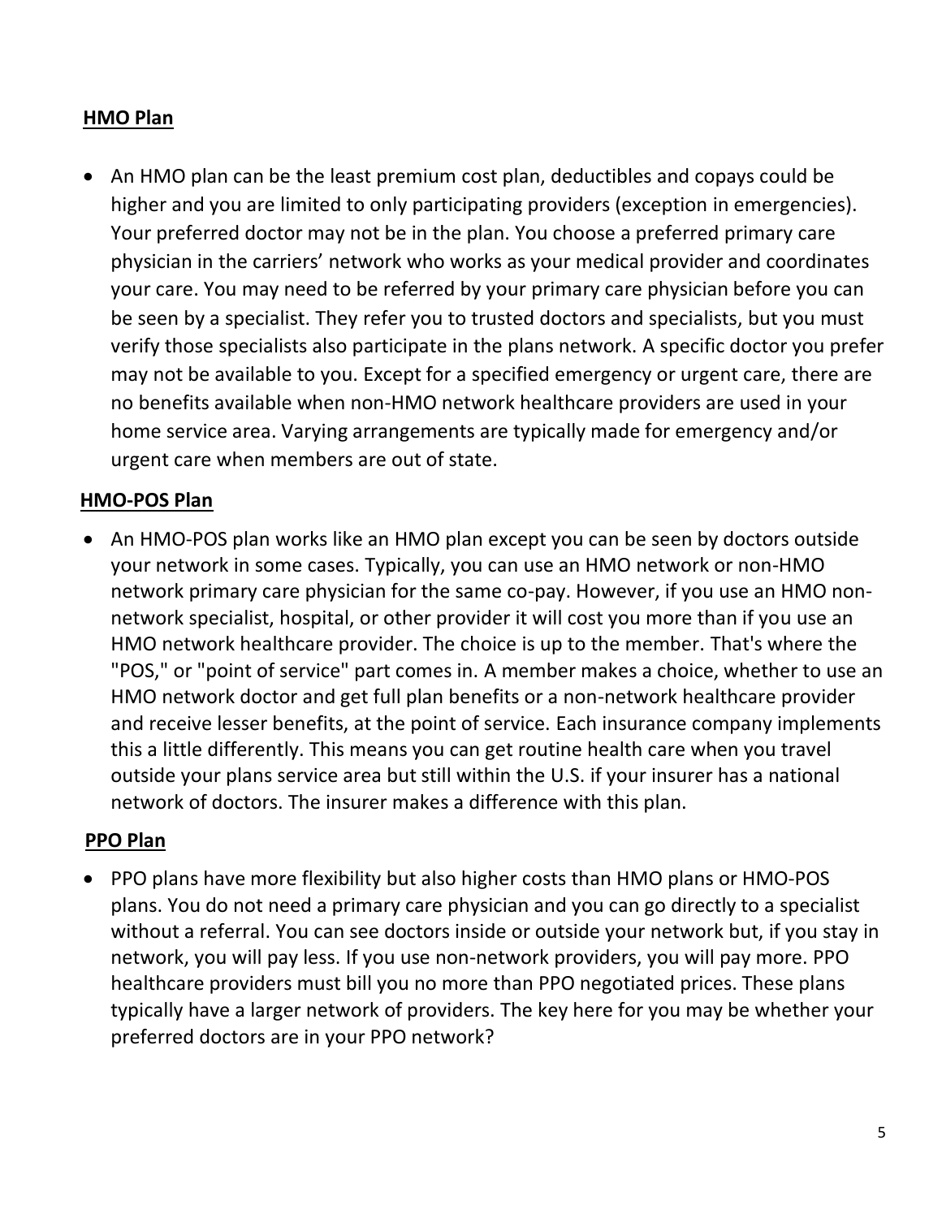**<u>HMO Plan</u>**

- An HMO plan can be the least premium cost plan, deductibles and copays could be higher and you are limited to only participating providers (exception in emergencies). Your preferred doctor may not be in the plan. You choose a preferred primary care physician in the carriers' network who works as your medical provider and coordinates your care. You may need to be referred by your primary care physician before you can be seen by a specialist. They refer you to trusted doctors and specialists, but you must verify those specialists also participate in the plans network. A specific doctor you prefer may not be available to you. Except for a specified emergency or urgent care, there are no benefits available when non-HMO network healthcare providers are used in your home service area. Varying arrangements are typically made for emergency and/or urgent care when members are out of state.

**<u>HMO-POS Plan</u>**

- An HMO-POS plan works like an HMO plan except you can be seen by doctors outside your network in some cases. Typically, you can use an HMO network or non-HMO network primary care physician for the same co-pay. However, if you use an HMO non-network specialist, hospital, or other provider it will cost you more than if you use an HMO network healthcare provider. The choice is up to the member. That's where the "POS," or "point of service" part comes in. A member makes a choice, whether to use an HMO network doctor and get full plan benefits or a non-network healthcare provider and receive lesser benefits, at the point of service. Each insurance company implements this a little differently. This means you can get routine health care when you travel outside your plans service area but still within the U.S. if your insurer has a national network of doctors. The insurer makes a difference with this plan.

**<u>PPO Plan</u>**

- PPO plans have more flexibility but also higher costs than HMO plans or HMO-POS plans. You do not need a primary care physician and you can go directly to a specialist without a referral. You can see doctors inside or outside your network but, if you stay in network, you will pay less. If you use non-network providers, you will pay more. PPO healthcare providers must bill you no more than PPO negotiated prices. These plans typically have a larger network of providers. The key here for you may be whether your preferred doctors are in your PPO network?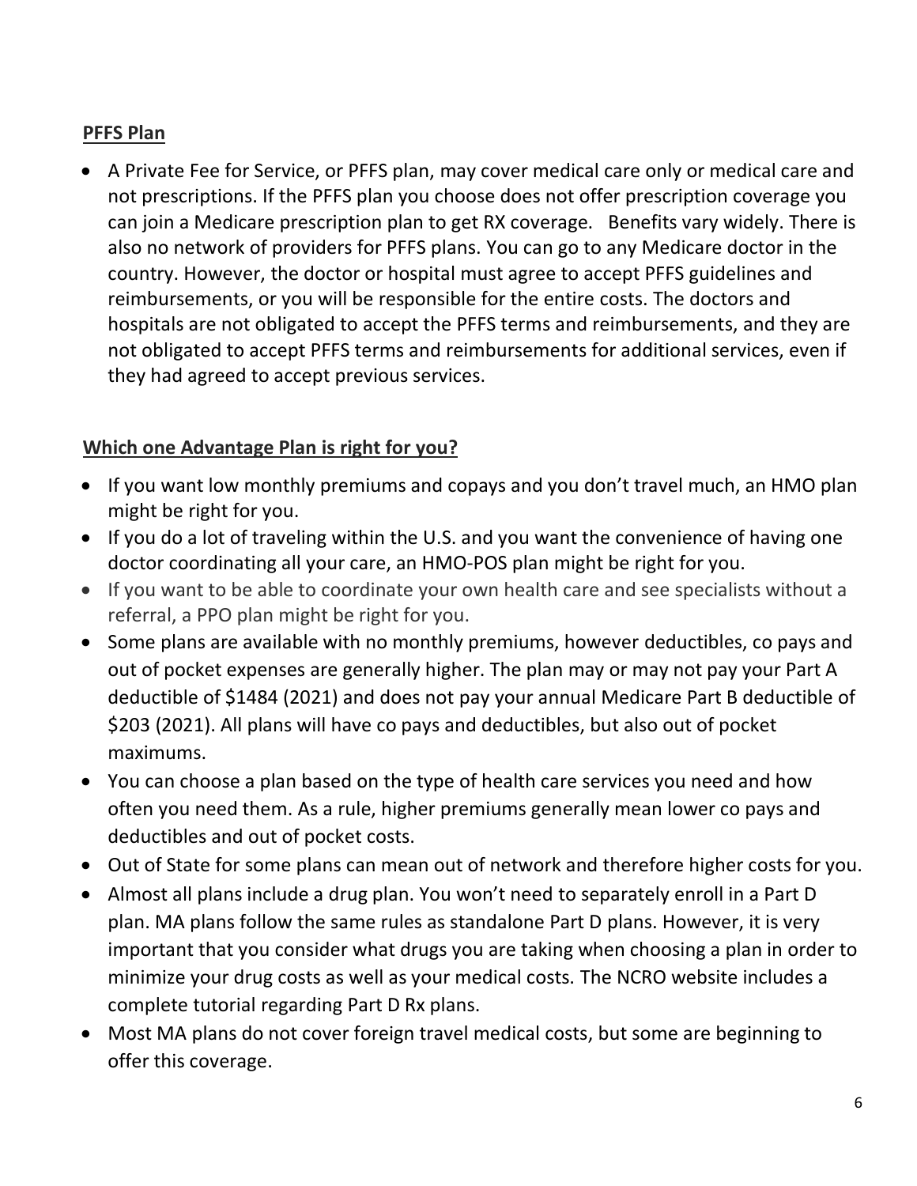## PFFS Plan

- A Private Fee for Service, or PFFS plan, may cover medical care only or medical care and not prescriptions. If the PFFS plan you choose does not offer prescription coverage you can join a Medicare prescription plan to get RX coverage. Benefits vary widely. There is also no network of providers for PFFS plans. You can go to any Medicare doctor in the country. However, the doctor or hospital must agree to accept PFFS guidelines and reimbursements, or you will be responsible for the entire costs. The doctors and hospitals are not obligated to accept the PFFS terms and reimbursements, and they are not obligated to accept PFFS terms and reimbursements for additional services, even if they had agreed to accept previous services.

## Which one Advantage Plan is right for you?

- If you want low monthly premiums and copays and you don't travel much, an HMO plan might be right for you.
- If you do a lot of traveling within the U.S. and you want the convenience of having one doctor coordinating all your care, an HMO-POS plan might be right for you.
- If you want to be able to coordinate your own health care and see specialists without a referral, a PPO plan might be right for you.
- Some plans are available with no monthly premiums, however deductibles, co pays and out of pocket expenses are generally higher. The plan may or may not pay your Part A deductible of $1484 (2021) and does not pay your annual Medicare Part B deductible of $203 (2021). All plans will have co pays and deductibles, but also out of pocket maximums.
- You can choose a plan based on the type of health care services you need and how often you need them. As a rule, higher premiums generally mean lower co pays and deductibles and out of pocket costs.
- Out of State for some plans can mean out of network and therefore higher costs for you.
- Almost all plans include a drug plan. You won't need to separately enroll in a Part D plan. MA plans follow the same rules as standalone Part D plans. However, it is very important that you consider what drugs you are taking when choosing a plan in order to minimize your drug costs as well as your medical costs. The NCRO website includes a complete tutorial regarding Part D Rx plans.
- Most MA plans do not cover foreign travel medical costs, but some are beginning to offer this coverage.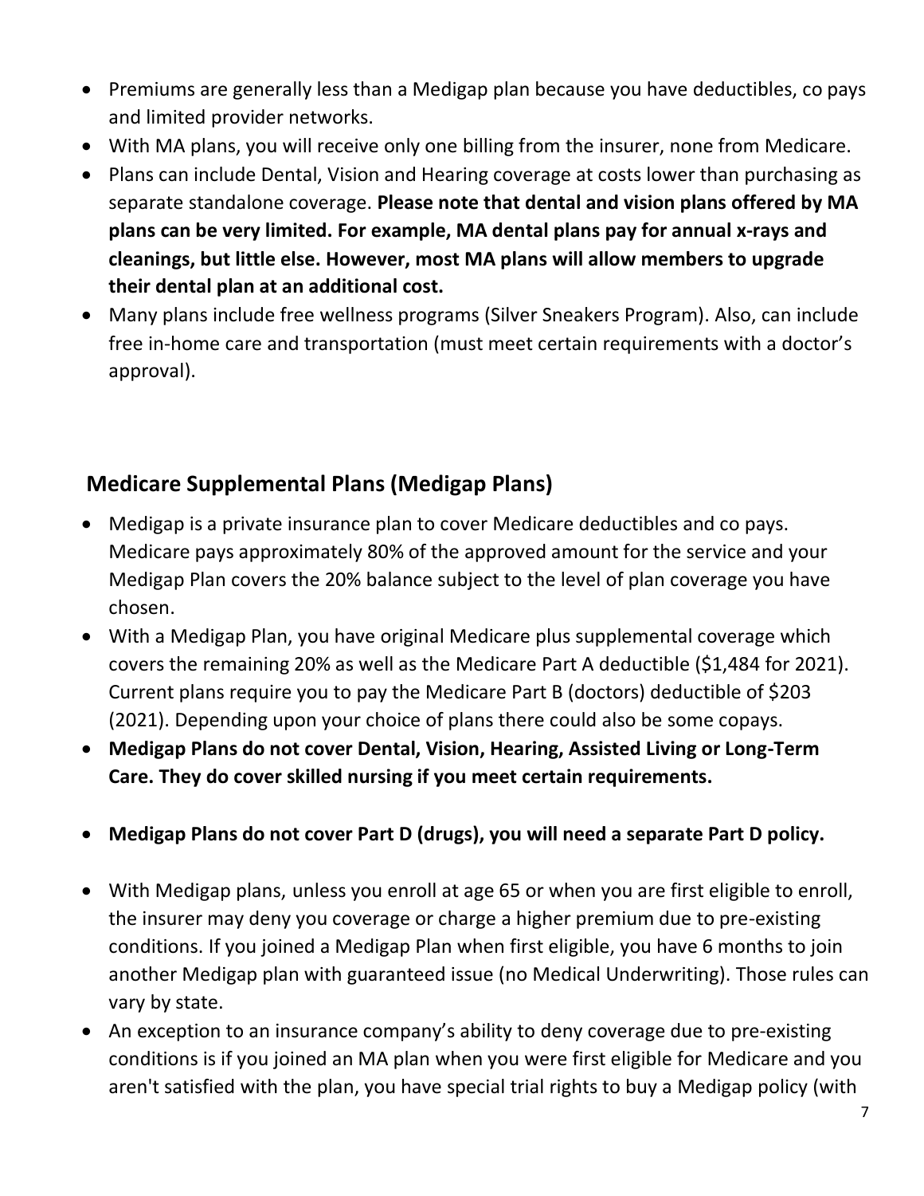- Premiums are generally less than a Medigap plan because you have deductibles, co pays and limited provider networks.
- With MA plans, you will receive only one billing from the insurer, none from Medicare.
- Plans can include Dental, Vision and Hearing coverage at costs lower than purchasing as separate standalone coverage. **Please note that dental and vision plans offered by MA plans can be very limited. For example, MA dental plans pay for annual x-rays and cleanings, but little else. However, most MA plans will allow members to upgrade their dental plan at an additional cost.**
- Many plans include free wellness programs (Silver Sneakers Program). Also, can include free in-home care and transportation (must meet certain requirements with a doctor's approval).

## Medicare Supplemental Plans (Medigap Plans)

- Medigap is a private insurance plan to cover Medicare deductibles and co pays. Medicare pays approximately 80% of the approved amount for the service and your Medigap Plan covers the 20% balance subject to the level of plan coverage you have chosen.
- With a Medigap Plan, you have original Medicare plus supplemental coverage which covers the remaining 20% as well as the Medicare Part A deductible ($1,484 for 2021). Current plans require you to pay the Medicare Part B (doctors) deductible of $203 (2021). Depending upon your choice of plans there could also be some copays.
- **Medigap Plans do not cover Dental, Vision, Hearing, Assisted Living or Long-Term Care. They do cover skilled nursing if you meet certain requirements.**
- **Medigap Plans do not cover Part D (drugs), you will need a separate Part D policy.**
- With Medigap plans, unless you enroll at age 65 or when you are first eligible to enroll, the insurer may deny you coverage or charge a higher premium due to pre-existing conditions. If you joined a Medigap Plan when first eligible, you have 6 months to join another Medigap plan with guaranteed issue (no Medical Underwriting). Those rules can vary by state.
- An exception to an insurance company's ability to deny coverage due to pre-existing conditions is if you joined an MA plan when you were first eligible for Medicare and you aren't satisfied with the plan, you have special trial rights to buy a Medigap policy (with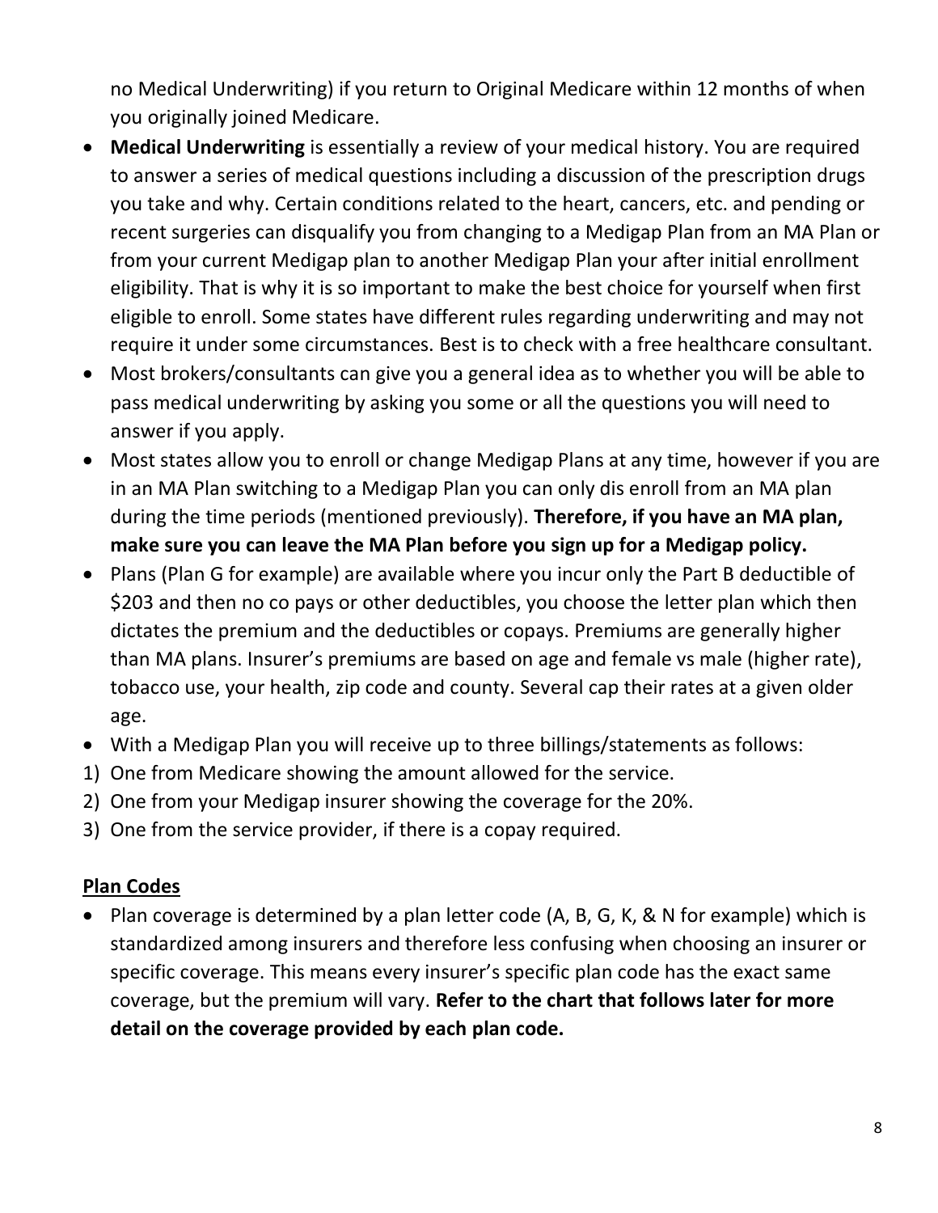no Medical Underwriting) if you return to Original Medicare within 12 months of when you originally joined Medicare.

- **Medical Underwriting** is essentially a review of your medical history. You are required to answer a series of medical questions including a discussion of the prescription drugs you take and why. Certain conditions related to the heart, cancers, etc. and pending or recent surgeries can disqualify you from changing to a Medigap Plan from an MA Plan or from your current Medigap plan to another Medigap Plan your after initial enrollment eligibility. That is why it is so important to make the best choice for yourself when first eligible to enroll. Some states have different rules regarding underwriting and may not require it under some circumstances. Best is to check with a free healthcare consultant.
- Most brokers/consultants can give you a general idea as to whether you will be able to pass medical underwriting by asking you some or all the questions you will need to answer if you apply.
- Most states allow you to enroll or change Medigap Plans at any time, however if you are in an MA Plan switching to a Medigap Plan you can only dis enroll from an MA plan during the time periods (mentioned previously). **Therefore, if you have an MA plan, make sure you can leave the MA Plan before you sign up for a Medigap policy.**
- Plans (Plan G for example) are available where you incur only the Part B deductible of $203 and then no co pays or other deductibles, you choose the letter plan which then dictates the premium and the deductibles or copays. Premiums are generally higher than MA plans. Insurer's premiums are based on age and female vs male (higher rate), tobacco use, your health, zip code and county. Several cap their rates at a given older age.
- With a Medigap Plan you will receive up to three billings/statements as follows:

1) One from Medicare showing the amount allowed for the service.
2) One from your Medigap insurer showing the coverage for the 20%.
3) One from the service provider, if there is a copay required.

## Plan Codes

- Plan coverage is determined by a plan letter code (A, B, G, K, & N for example) which is standardized among insurers and therefore less confusing when choosing an insurer or specific coverage. This means every insurer's specific plan code has the exact same coverage, but the premium will vary. **Refer to the chart that follows later for more detail on the coverage provided by each plan code.**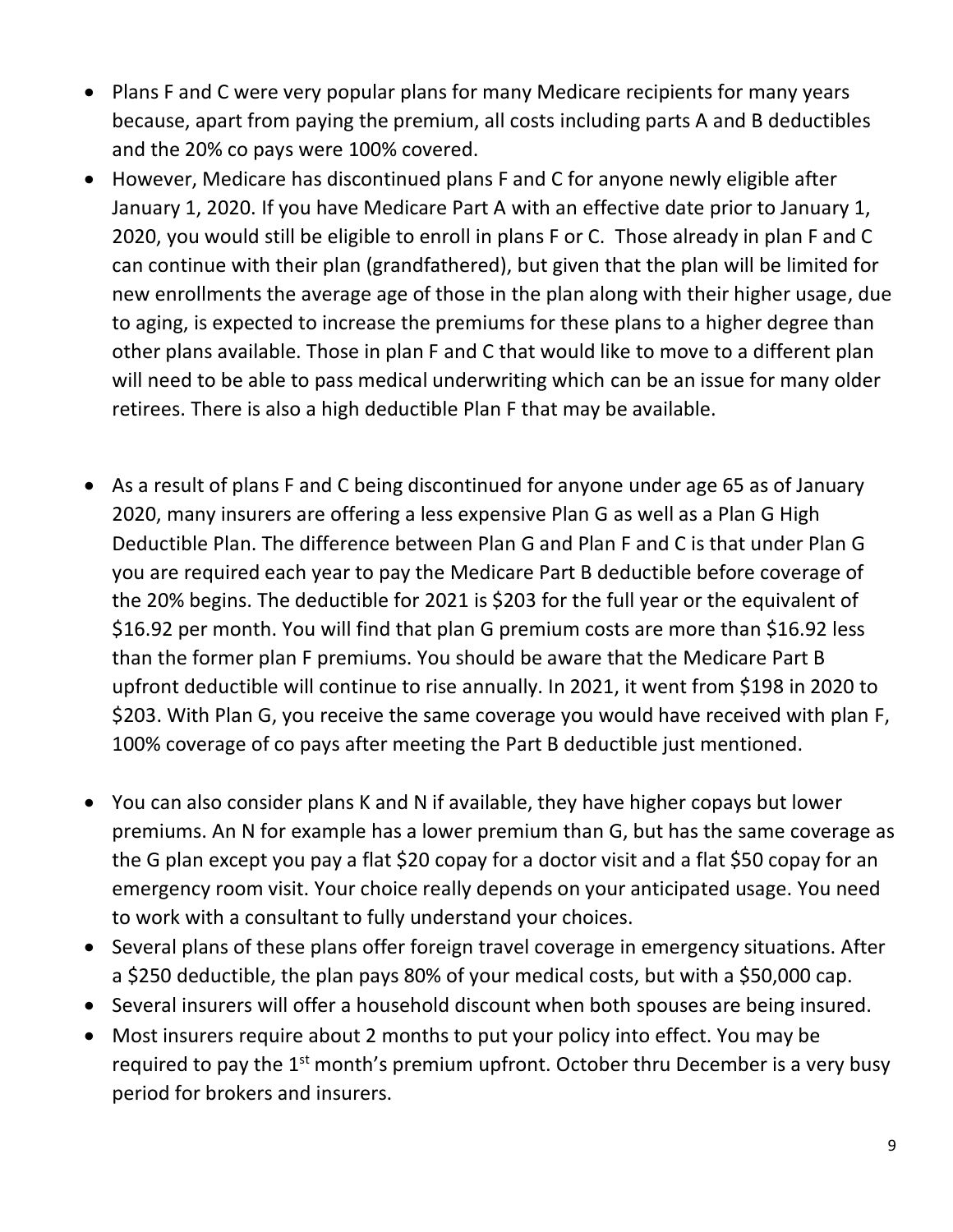- Plans F and C were very popular plans for many Medicare recipients for many years because, apart from paying the premium, all costs including parts A and B deductibles and the 20% co pays were 100% covered.
- However, Medicare has discontinued plans F and C for anyone newly eligible after January 1, 2020. If you have Medicare Part A with an effective date prior to January 1, 2020, you would still be eligible to enroll in plans F or C. Those already in plan F and C can continue with their plan (grandfathered), but given that the plan will be limited for new enrollments the average age of those in the plan along with their higher usage, due to aging, is expected to increase the premiums for these plans to a higher degree than other plans available. Those in plan F and C that would like to move to a different plan will need to be able to pass medical underwriting which can be an issue for many older retirees. There is also a high deductible Plan F that may be available.

- As a result of plans F and C being discontinued for anyone under age 65 as of January 2020, many insurers are offering a less expensive Plan G as well as a Plan G High Deductible Plan. The difference between Plan G and Plan F and C is that under Plan G you are required each year to pay the Medicare Part B deductible before coverage of the 20% begins. The deductible for 2021 is $203 for the full year or the equivalent of $16.92 per month. You will find that plan G premium costs are more than $16.92 less than the former plan F premiums. You should be aware that the Medicare Part B upfront deductible will continue to rise annually. In 2021, it went from $198 in 2020 to $203. With Plan G, you receive the same coverage you would have received with plan F, 100% coverage of co pays after meeting the Part B deductible just mentioned.

- You can also consider plans K and N if available, they have higher copays but lower premiums. An N for example has a lower premium than G, but has the same coverage as the G plan except you pay a flat $20 copay for a doctor visit and a flat $50 copay for an emergency room visit. Your choice really depends on your anticipated usage. You need to work with a consultant to fully understand your choices.
- Several plans of these plans offer foreign travel coverage in emergency situations. After a $250 deductible, the plan pays 80% of your medical costs, but with a $50,000 cap.
- Several insurers will offer a household discount when both spouses are being insured.
- Most insurers require about 2 months to put your policy into effect. You may be required to pay the 1st month's premium upfront. October thru December is a very busy period for brokers and insurers.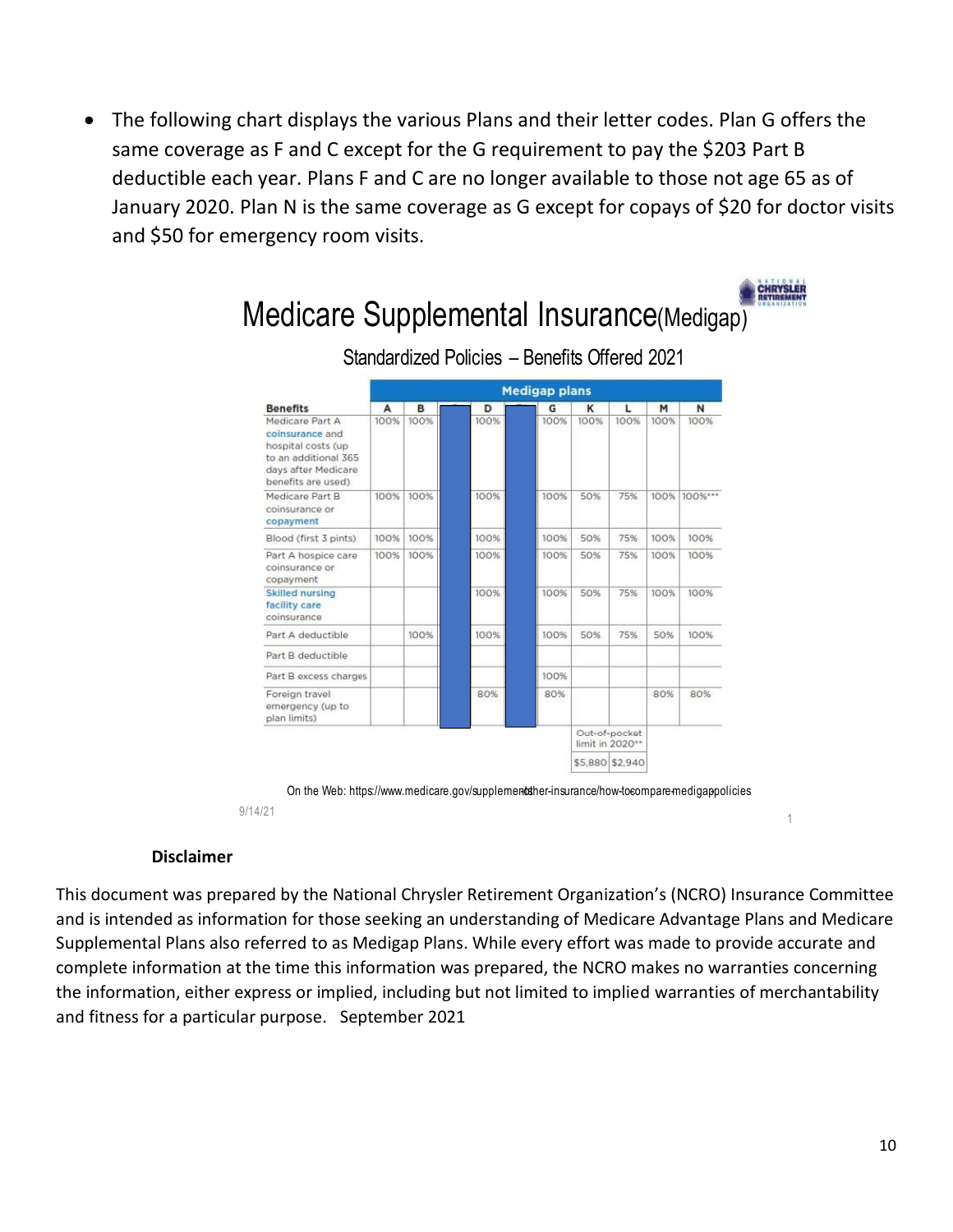- The following chart displays the various Plans and their letter codes. Plan G offers the same coverage as F and C except for the G requirement to pay the $203 Part B deductible each year. Plans F and C are no longer available to those not age 65 as of January 2020. Plan N is the same coverage as G except for copays of $20 for doctor visits and $50 for emergency room visits.

# Medicare Supplemental Insurance(Medigap)

NATIONAL CHRYSLER RETIREMENT ORGANIZATION

Standardized Policies – Benefits Offered 2021

| | Medigap plans | | | | | | | | | | |
|---|---|---|---|---|---|---|---|---|---|---|---|
| **Benefits** | **A** | **B** | | **D** | | **G** | **K** | **L** | **M** | **N** |
| Medicare Part A coinsurance and hospital costs (up to an additional 365 days after Medicare benefits are used) | 100% | 100% | | 100% | | 100% | 100% | 100% | 100% | 100% |
| Medicare Part B coinsurance or copayment | 100% | 100% | | 100% | | 100% | 50% | 75% | 100% | 100%*** |
| Blood (first 3 pints) | 100% | 100% | | 100% | | 100% | 50% | 75% | 100% | 100% |
| Part A hospice care coinsurance or copayment | 100% | 100% | | 100% | | 100% | 50% | 75% | 100% | 100% |
| Skilled nursing facility care coinsurance | | | | 100% | | 100% | 50% | 75% | 100% | 100% |
| Part A deductible | | 100% | | 100% | | 100% | 50% | 75% | 50% | 100% |
| Part B deductible | | | | | | | | | | |
| Part B excess charges | | | | | | 100% | | | | |
| Foreign travel emergency (up to plan limits) | | | | 80% | | 80% | | | 80% | 80% |
| | | | | | | | Out-of-pocket limit in 2020** | | | |
| | | | | | | | $5,880 | $2,940 | | |

On the Web: https://www.medicare.gov/supplements-other-insurance/how-to-compare-medigap-policies

9/14/21

**Disclaimer**

This document was prepared by the National Chrysler Retirement Organization's (NCRO) Insurance Committee and is intended as information for those seeking an understanding of Medicare Advantage Plans and Medicare Supplemental Plans also referred to as Medigap Plans. While every effort was made to provide accurate and complete information at the time this information was prepared, the NCRO makes no warranties concerning the information, either express or implied, including but not limited to implied warranties of merchantability and fitness for a particular purpose. September 2021